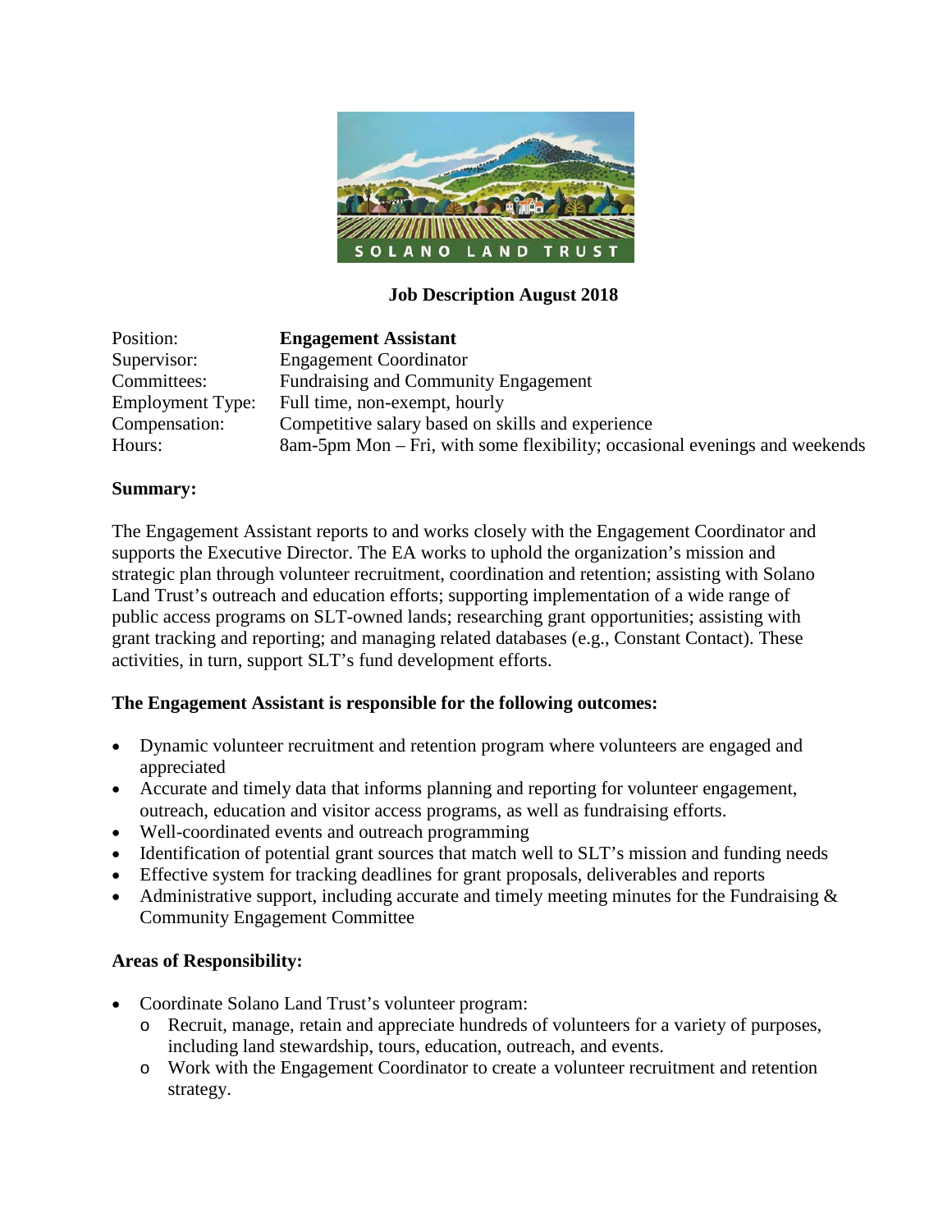SOLANO LAND TRUST

**Job Description August 2018**

| | |
|---|---|
| Position: | **Engagement Assistant** |
| Supervisor: | Engagement Coordinator |
| Committees: | Fundraising and Community Engagement |
| Employment Type: | Full time, non-exempt, hourly |
| Compensation: | Competitive salary based on skills and experience |
| Hours: | 8am-5pm Mon – Fri, with some flexibility; occasional evenings and weekends |

**Summary:**

The Engagement Assistant reports to and works closely with the Engagement Coordinator and supports the Executive Director. The EA works to uphold the organization's mission and strategic plan through volunteer recruitment, coordination and retention; assisting with Solano Land Trust's outreach and education efforts; supporting implementation of a wide range of public access programs on SLT-owned lands; researching grant opportunities; assisting with grant tracking and reporting; and managing related databases (e.g., Constant Contact). These activities, in turn, support SLT's fund development efforts.

**The Engagement Assistant is responsible for the following outcomes:**

- Dynamic volunteer recruitment and retention program where volunteers are engaged and appreciated
- Accurate and timely data that informs planning and reporting for volunteer engagement, outreach, education and visitor access programs, as well as fundraising efforts.
- Well-coordinated events and outreach programming
- Identification of potential grant sources that match well to SLT's mission and funding needs
- Effective system for tracking deadlines for grant proposals, deliverables and reports
- Administrative support, including accurate and timely meeting minutes for the Fundraising & Community Engagement Committee

**Areas of Responsibility:**

- Coordinate Solano Land Trust's volunteer program:
  - Recruit, manage, retain and appreciate hundreds of volunteers for a variety of purposes, including land stewardship, tours, education, outreach, and events.
  - Work with the Engagement Coordinator to create a volunteer recruitment and retention strategy.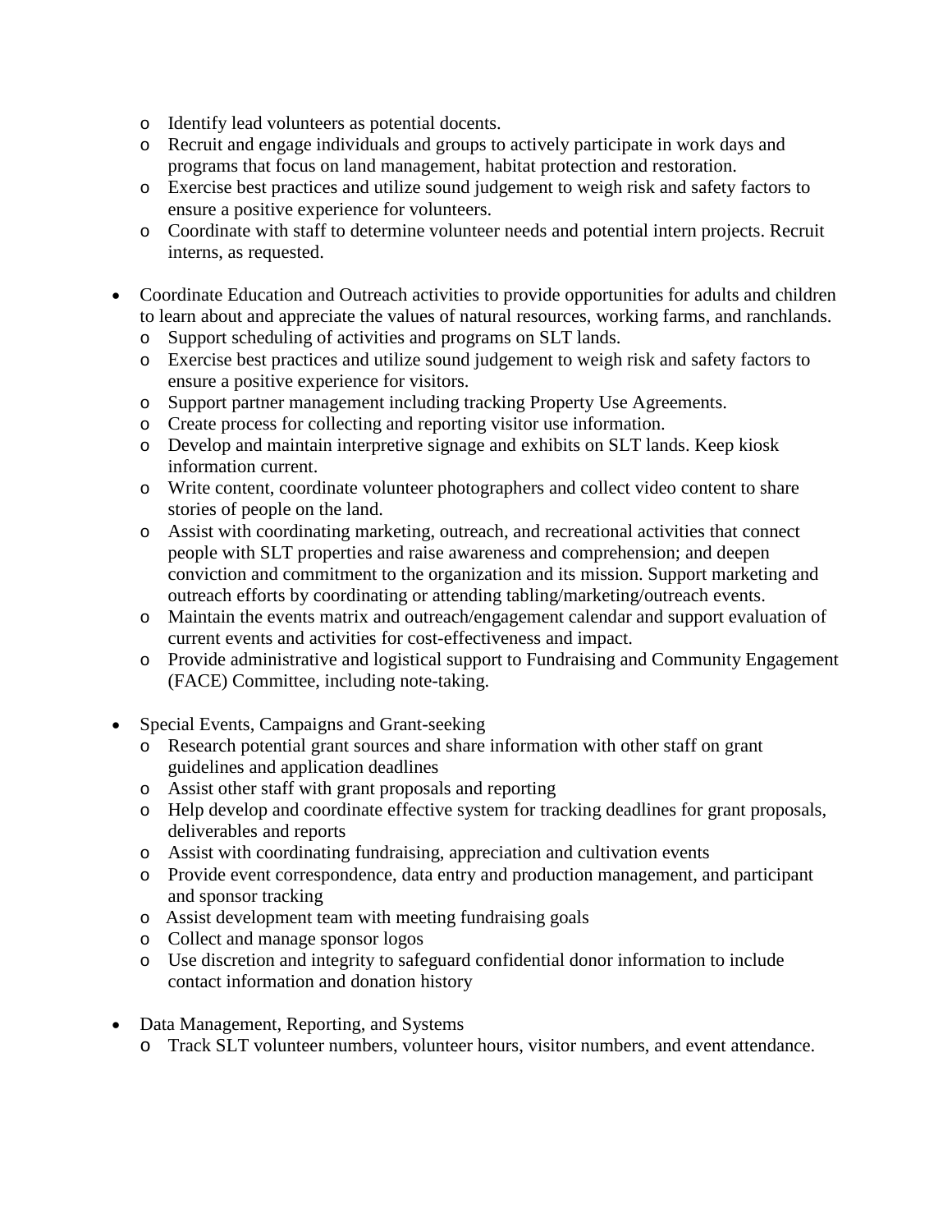- Identify lead volunteers as potential docents.
  - Recruit and engage individuals and groups to actively participate in work days and programs that focus on land management, habitat protection and restoration.
  - Exercise best practices and utilize sound judgement to weigh risk and safety factors to ensure a positive experience for volunteers.
  - Coordinate with staff to determine volunteer needs and potential intern projects. Recruit interns, as requested.

- Coordinate Education and Outreach activities to provide opportunities for adults and children to learn about and appreciate the values of natural resources, working farms, and ranchlands.
  - Support scheduling of activities and programs on SLT lands.
  - Exercise best practices and utilize sound judgement to weigh risk and safety factors to ensure a positive experience for visitors.
  - Support partner management including tracking Property Use Agreements.
  - Create process for collecting and reporting visitor use information.
  - Develop and maintain interpretive signage and exhibits on SLT lands. Keep kiosk information current.
  - Write content, coordinate volunteer photographers and collect video content to share stories of people on the land.
  - Assist with coordinating marketing, outreach, and recreational activities that connect people with SLT properties and raise awareness and comprehension; and deepen conviction and commitment to the organization and its mission. Support marketing and outreach efforts by coordinating or attending tabling/marketing/outreach events.
  - Maintain the events matrix and outreach/engagement calendar and support evaluation of current events and activities for cost-effectiveness and impact.
  - Provide administrative and logistical support to Fundraising and Community Engagement (FACE) Committee, including note-taking.

- Special Events, Campaigns and Grant-seeking
  - Research potential grant sources and share information with other staff on grant guidelines and application deadlines
  - Assist other staff with grant proposals and reporting
  - Help develop and coordinate effective system for tracking deadlines for grant proposals, deliverables and reports
  - Assist with coordinating fundraising, appreciation and cultivation events
  - Provide event correspondence, data entry and production management, and participant and sponsor tracking
  - Assist development team with meeting fundraising goals
  - Collect and manage sponsor logos
  - Use discretion and integrity to safeguard confidential donor information to include contact information and donation history

- Data Management, Reporting, and Systems
  - Track SLT volunteer numbers, volunteer hours, visitor numbers, and event attendance.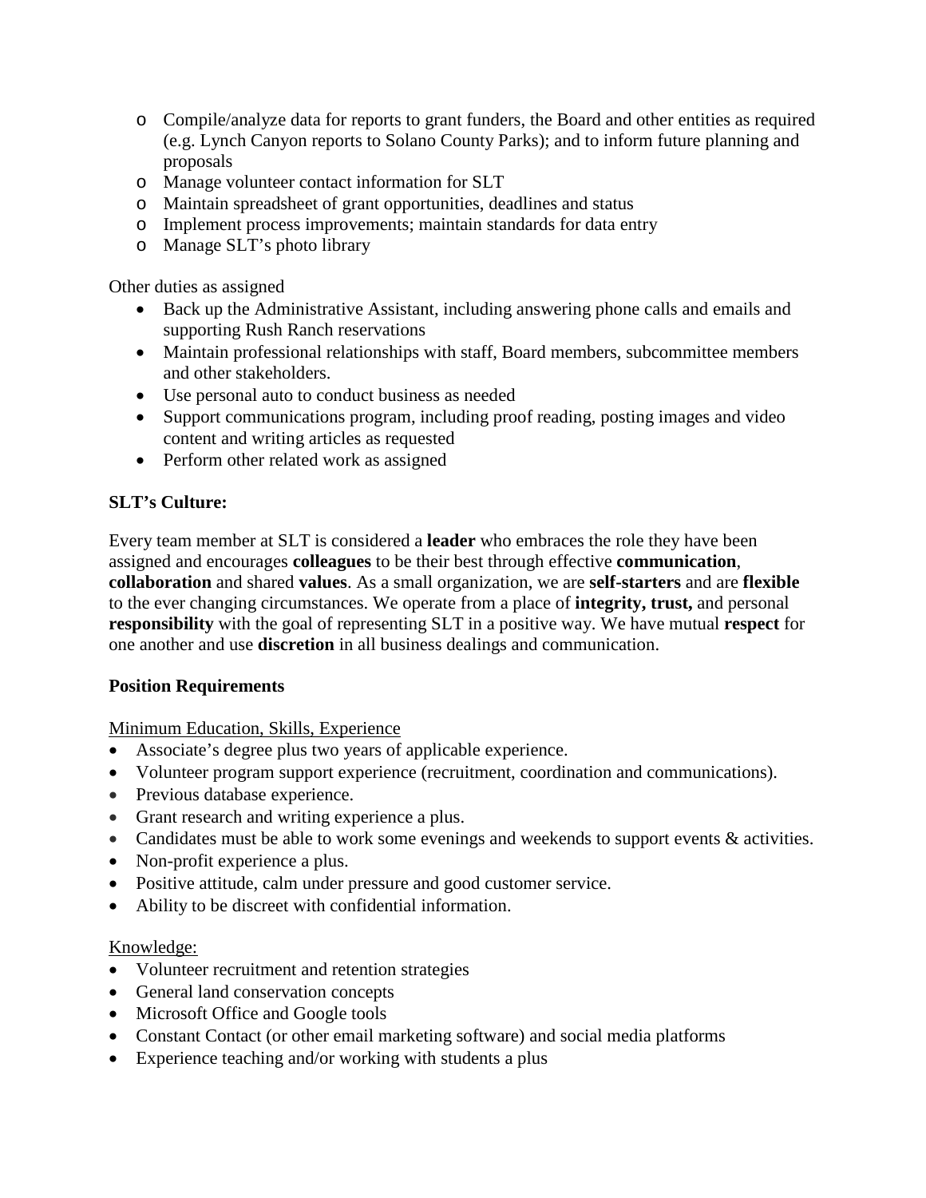- Compile/analyze data for reports to grant funders, the Board and other entities as required (e.g. Lynch Canyon reports to Solano County Parks); and to inform future planning and proposals
  - Manage volunteer contact information for SLT
  - Maintain spreadsheet of grant opportunities, deadlines and status
  - Implement process improvements; maintain standards for data entry
  - Manage SLT's photo library

Other duties as assigned

- Back up the Administrative Assistant, including answering phone calls and emails and supporting Rush Ranch reservations
- Maintain professional relationships with staff, Board members, subcommittee members and other stakeholders.
- Use personal auto to conduct business as needed
- Support communications program, including proof reading, posting images and video content and writing articles as requested
- Perform other related work as assigned

**SLT's Culture:**

Every team member at SLT is considered a **leader** who embraces the role they have been assigned and encourages **colleagues** to be their best through effective **communication**, **collaboration** and shared **values**. As a small organization, we are **self-starters** and are **flexible** to the ever changing circumstances. We operate from a place of **integrity, trust,** and personal **responsibility** with the goal of representing SLT in a positive way. We have mutual **respect** for one another and use **discretion** in all business dealings and communication.

**Position Requirements**

<u>Minimum Education, Skills, Experience</u>

- Associate's degree plus two years of applicable experience.
- Volunteer program support experience (recruitment, coordination and communications).
- Previous database experience.
- Grant research and writing experience a plus.
- Candidates must be able to work some evenings and weekends to support events & activities.
- Non-profit experience a plus.
- Positive attitude, calm under pressure and good customer service.
- Ability to be discreet with confidential information.

<u>Knowledge:</u>

- Volunteer recruitment and retention strategies
- General land conservation concepts
- Microsoft Office and Google tools
- Constant Contact (or other email marketing software) and social media platforms
- Experience teaching and/or working with students a plus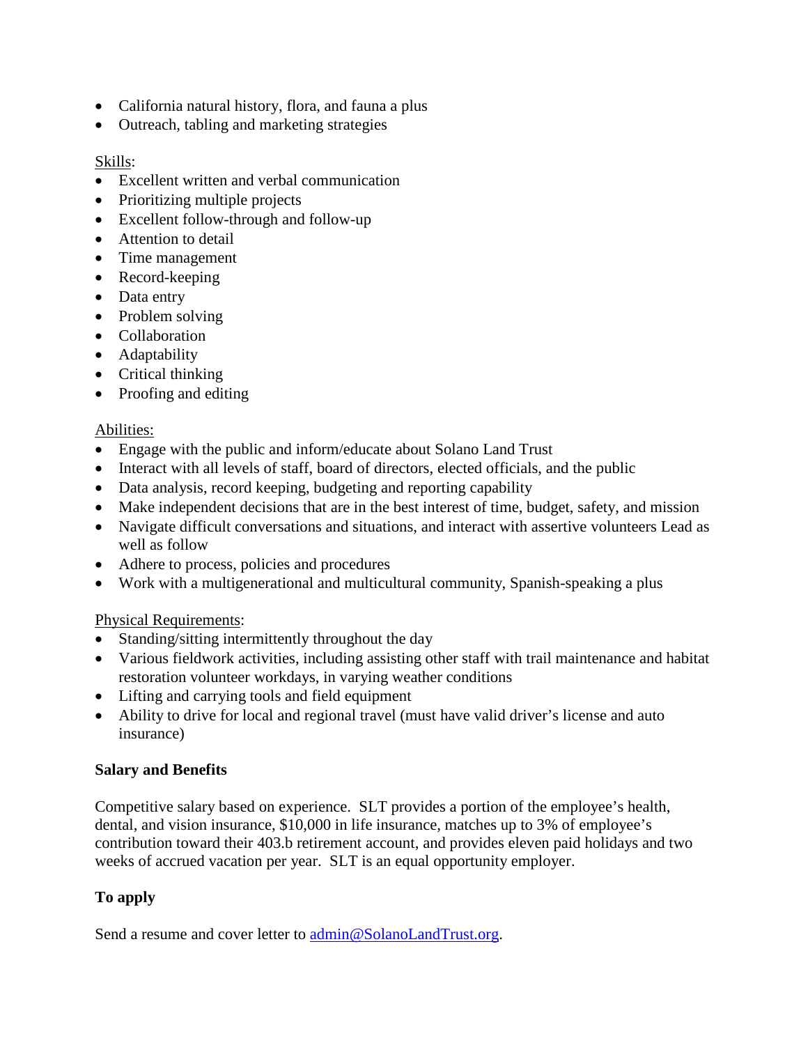- California natural history, flora, and fauna a plus
- Outreach, tabling and marketing strategies

Skills:

- Excellent written and verbal communication
- Prioritizing multiple projects
- Excellent follow-through and follow-up
- Attention to detail
- Time management
- Record-keeping
- Data entry
- Problem solving
- Collaboration
- Adaptability
- Critical thinking
- Proofing and editing

Abilities:

- Engage with the public and inform/educate about Solano Land Trust
- Interact with all levels of staff, board of directors, elected officials, and the public
- Data analysis, record keeping, budgeting and reporting capability
- Make independent decisions that are in the best interest of time, budget, safety, and mission
- Navigate difficult conversations and situations, and interact with assertive volunteers Lead as well as follow
- Adhere to process, policies and procedures
- Work with a multigenerational and multicultural community, Spanish-speaking a plus

Physical Requirements:

- Standing/sitting intermittently throughout the day
- Various fieldwork activities, including assisting other staff with trail maintenance and habitat restoration volunteer workdays, in varying weather conditions
- Lifting and carrying tools and field equipment
- Ability to drive for local and regional travel (must have valid driver's license and auto insurance)

**Salary and Benefits**

Competitive salary based on experience. SLT provides a portion of the employee's health, dental, and vision insurance, $10,000 in life insurance, matches up to 3% of employee's contribution toward their 403.b retirement account, and provides eleven paid holidays and two weeks of accrued vacation per year. SLT is an equal opportunity employer.

**To apply**

Send a resume and cover letter to admin@SolanoLandTrust.org.